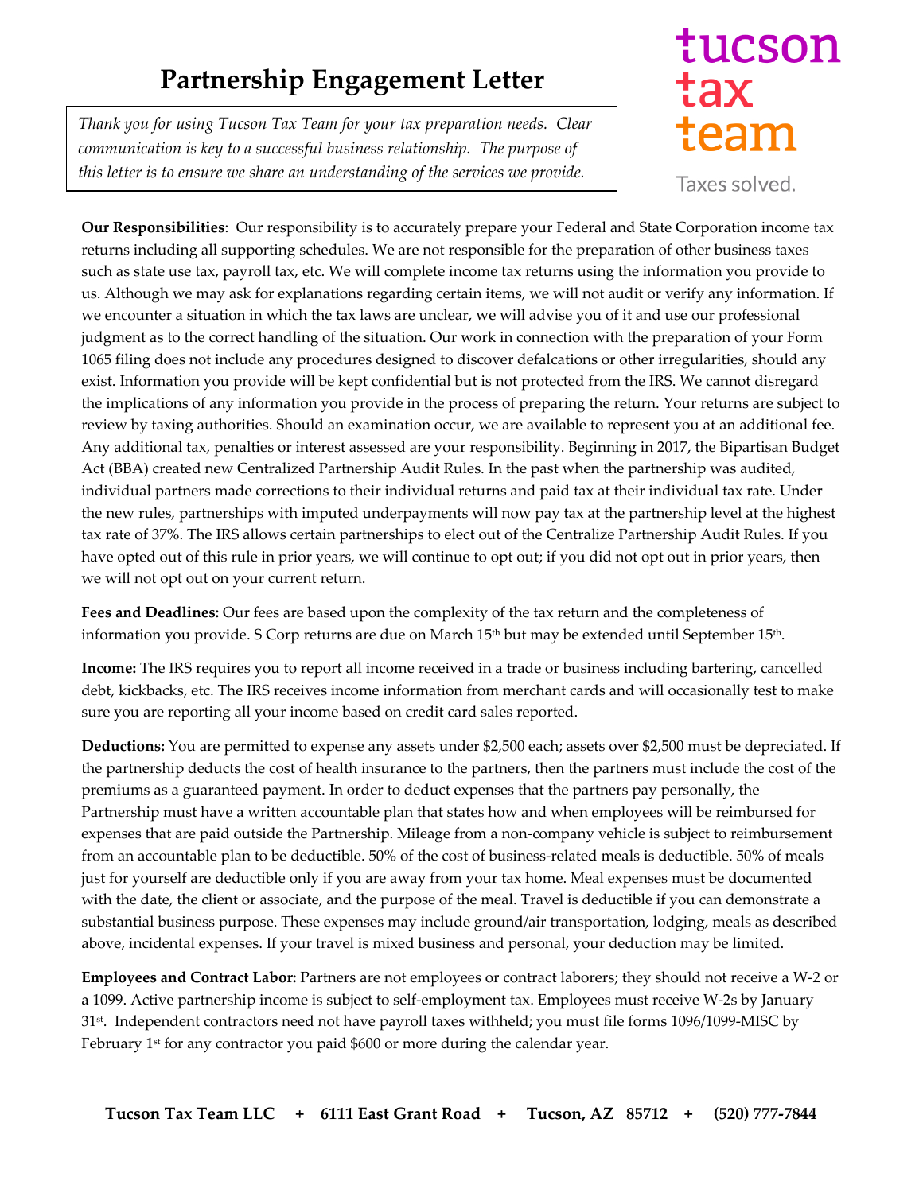# Partnership Engagement Letter

*Thank you for using Tucson Tax Team for your tax preparation needs. Clear communication is key to a successful business relationship. The purpose of this letter is to ensure we share an understanding of the services we provide.*

tucson tax team

Taxes solved.

**Our Responsibilities**: Our responsibility is to accurately prepare your Federal and State Corporation income tax returns including all supporting schedules. We are not responsible for the preparation of other business taxes such as state use tax, payroll tax, etc. We will complete income tax returns using the information you provide to us. Although we may ask for explanations regarding certain items, we will not audit or verify any information. If we encounter a situation in which the tax laws are unclear, we will advise you of it and use our professional judgment as to the correct handling of the situation. Our work in connection with the preparation of your Form 1065 filing does not include any procedures designed to discover defalcations or other irregularities, should any exist. Information you provide will be kept confidential but is not protected from the IRS. We cannot disregard the implications of any information you provide in the process of preparing the return. Your returns are subject to review by taxing authorities. Should an examination occur, we are available to represent you at an additional fee. Any additional tax, penalties or interest assessed are your responsibility. Beginning in 2017, the Bipartisan Budget Act (BBA) created new Centralized Partnership Audit Rules. In the past when the partnership was audited, individual partners made corrections to their individual returns and paid tax at their individual tax rate. Under the new rules, partnerships with imputed underpayments will now pay tax at the partnership level at the highest tax rate of 37%. The IRS allows certain partnerships to elect out of the Centralize Partnership Audit Rules. If you have opted out of this rule in prior years, we will continue to opt out; if you did not opt out in prior years, then we will not opt out on your current return.

**Fees and Deadlines:** Our fees are based upon the complexity of the tax return and the completeness of information you provide. S Corp returns are due on March 15th but may be extended until September 15th.

**Income:** The IRS requires you to report all income received in a trade or business including bartering, cancelled debt, kickbacks, etc. The IRS receives income information from merchant cards and will occasionally test to make sure you are reporting all your income based on credit card sales reported.

**Deductions:** You are permitted to expense any assets under $2,500 each; assets over $2,500 must be depreciated. If the partnership deducts the cost of health insurance to the partners, then the partners must include the cost of the premiums as a guaranteed payment. In order to deduct expenses that the partners pay personally, the Partnership must have a written accountable plan that states how and when employees will be reimbursed for expenses that are paid outside the Partnership. Mileage from a non-company vehicle is subject to reimbursement from an accountable plan to be deductible. 50% of the cost of business-related meals is deductible. 50% of meals just for yourself are deductible only if you are away from your tax home. Meal expenses must be documented with the date, the client or associate, and the purpose of the meal. Travel is deductible if you can demonstrate a substantial business purpose. These expenses may include ground/air transportation, lodging, meals as described above, incidental expenses. If your travel is mixed business and personal, your deduction may be limited.

**Employees and Contract Labor:** Partners are not employees or contract laborers; they should not receive a W-2 or a 1099. Active partnership income is subject to self-employment tax. Employees must receive W-2s by January 31st. Independent contractors need not have payroll taxes withheld; you must file forms 1096/1099-MISC by February 1st for any contractor you paid $600 or more during the calendar year.

**Tucson Tax Team LLC + 6111 East Grant Road + Tucson, AZ 85712 + (520) 777-7844**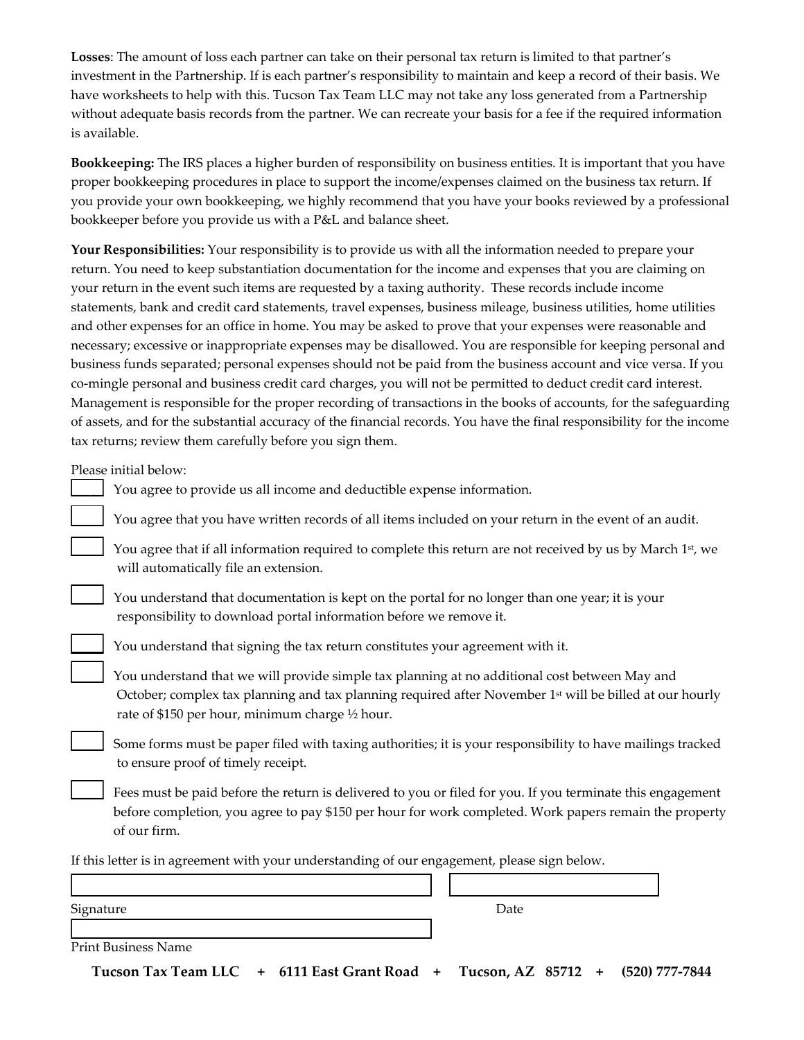**Losses**: The amount of loss each partner can take on their personal tax return is limited to that partner's investment in the Partnership. If is each partner's responsibility to maintain and keep a record of their basis. We have worksheets to help with this. Tucson Tax Team LLC may not take any loss generated from a Partnership without adequate basis records from the partner. We can recreate your basis for a fee if the required information is available.

**Bookkeeping:** The IRS places a higher burden of responsibility on business entities. It is important that you have proper bookkeeping procedures in place to support the income/expenses claimed on the business tax return. If you provide your own bookkeeping, we highly recommend that you have your books reviewed by a professional bookkeeper before you provide us with a P&L and balance sheet.

**Your Responsibilities:** Your responsibility is to provide us with all the information needed to prepare your return. You need to keep substantiation documentation for the income and expenses that you are claiming on your return in the event such items are requested by a taxing authority. These records include income statements, bank and credit card statements, travel expenses, business mileage, business utilities, home utilities and other expenses for an office in home. You may be asked to prove that your expenses were reasonable and necessary; excessive or inappropriate expenses may be disallowed. You are responsible for keeping personal and business funds separated; personal expenses should not be paid from the business account and vice versa. If you co-mingle personal and business credit card charges, you will not be permitted to deduct credit card interest. Management is responsible for the proper recording of transactions in the books of accounts, for the safeguarding of assets, and for the substantial accuracy of the financial records. You have the final responsibility for the income tax returns; review them carefully before you sign them.

Please initial below:

- ☐ You agree to provide us all income and deductible expense information.
- ☐ You agree that you have written records of all items included on your return in the event of an audit.
- ☐ You agree that if all information required to complete this return are not received by us by March 1st, we will automatically file an extension.
- ☐ You understand that documentation is kept on the portal for no longer than one year; it is your responsibility to download portal information before we remove it.
- ☐ You understand that signing the tax return constitutes your agreement with it.
- ☐ You understand that we will provide simple tax planning at no additional cost between May and October; complex tax planning and tax planning required after November 1st will be billed at our hourly rate of $150 per hour, minimum charge ½ hour.
- ☐ Some forms must be paper filed with taxing authorities; it is your responsibility to have mailings tracked to ensure proof of timely receipt.
- ☐ Fees must be paid before the return is delivered to you or filed for you. If you terminate this engagement before completion, you agree to pay $150 per hour for work completed. Work papers remain the property of our firm.

If this letter is in agreement with your understanding of our engagement, please sign below.

Signature ____________________ Date ____________________

Print Business Name ____________________

**Tucson Tax Team LLC + 6111 East Grant Road + Tucson, AZ 85712 + (520) 777-7844**